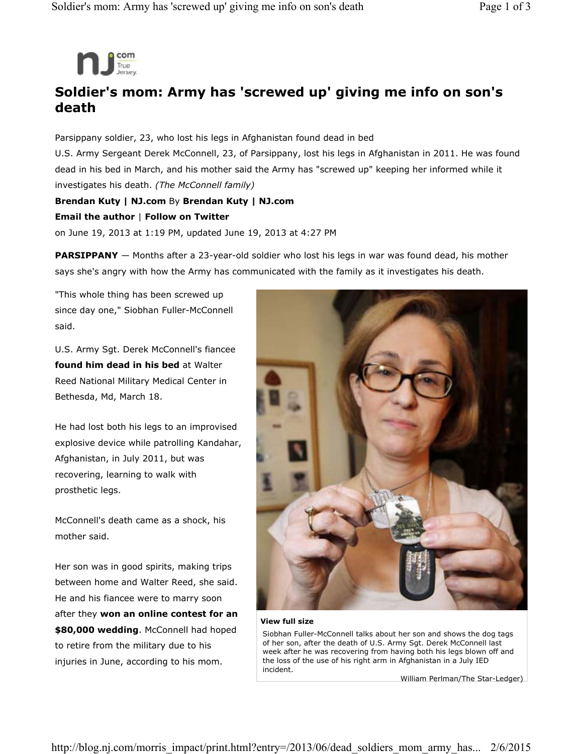# Soldier's mom: Army has 'screwed up' giving me info on son's death

Parsippany soldier, 23, who lost his legs in Afghanistan found dead in bed

U.S. Army Sergeant Derek McConnell, 23, of Parsippany, lost his legs in Afghanistan in 2011. He was found dead in his bed in March, and his mother said the Army has "screwed up" keeping her informed while it investigates his death. *(The McConnell family)*

**Brendan Kuty | NJ.com** By **Brendan Kuty | NJ.com**

**Email the author** | **Follow on Twitter**

on June 19, 2013 at 1:19 PM, updated June 19, 2013 at 4:27 PM

**PARSIPPANY** — Months after a 23-year-old soldier who lost his legs in war was found dead, his mother says she's angry with how the Army has communicated with the family as it investigates his death.

"This whole thing has been screwed up since day one," Siobhan Fuller-McConnell said.

U.S. Army Sgt. Derek McConnell's fiancee **found him dead in his bed** at Walter Reed National Military Medical Center in Bethesda, Md, March 18.

He had lost both his legs to an improvised explosive device while patrolling Kandahar, Afghanistan, in July 2011, but was recovering, learning to walk with prosthetic legs.

McConnell's death came as a shock, his mother said.

Her son was in good spirits, making trips between home and Walter Reed, she said. He and his fiancee were to marry soon after they **won an online contest for an $80,000 wedding**. McConnell had hoped to retire from the military due to his injuries in June, according to his mom.

**View full size**

Siobhan Fuller-McConnell talks about her son and shows the dog tags of her son, after the death of U.S. Army Sgt. Derek McConnell last week after he was recovering from having both his legs blown off and the loss of the use of his right arm in Afghanistan in a July IED incident.

William Perlman/The Star-Ledger)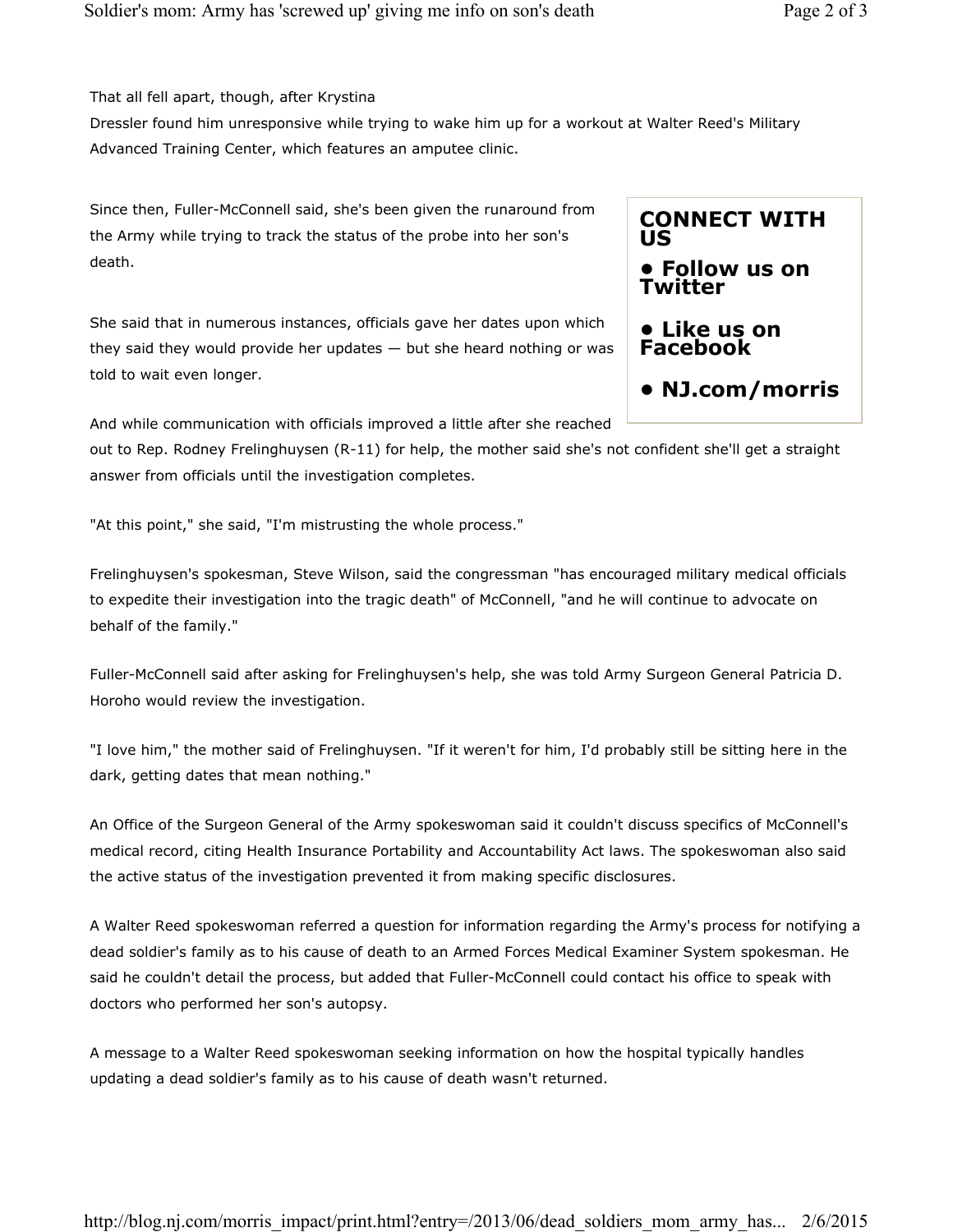That all fell apart, though, after Krystina Dressler found him unresponsive while trying to wake him up for a workout at Walter Reed's Military Advanced Training Center, which features an amputee clinic.

Since then, Fuller-McConnell said, she's been given the runaround from the Army while trying to track the status of the probe into her son's death.

She said that in numerous instances, officials gave her dates upon which they said they would provide her updates — but she heard nothing or was told to wait even longer.

And while communication with officials improved a little after she reached out to Rep. Rodney Frelinghuysen (R-11) for help, the mother said she's not confident she'll get a straight answer from officials until the investigation completes.

"At this point," she said, "I'm mistrusting the whole process."

Frelinghuysen's spokesman, Steve Wilson, said the congressman "has encouraged military medical officials to expedite their investigation into the tragic death" of McConnell, "and he will continue to advocate on behalf of the family."

Fuller-McConnell said after asking for Frelinghuysen's help, she was told Army Surgeon General Patricia D. Horoho would review the investigation.

"I love him," the mother said of Frelinghuysen. "If it weren't for him, I'd probably still be sitting here in the dark, getting dates that mean nothing."

An Office of the Surgeon General of the Army spokeswoman said it couldn't discuss specifics of McConnell's medical record, citing Health Insurance Portability and Accountability Act laws. The spokeswoman also said the active status of the investigation prevented it from making specific disclosures.

A Walter Reed spokeswoman referred a question for information regarding the Army's process for notifying a dead soldier's family as to his cause of death to an Armed Forces Medical Examiner System spokesman. He said he couldn't detail the process, but added that Fuller-McConnell could contact his office to speak with doctors who performed her son's autopsy.

A message to a Walter Reed spokeswoman seeking information on how the hospital typically handles updating a dead soldier's family as to his cause of death wasn't returned.

**CONNECT WITH US**

- **Follow us on Twitter**
- **Like us on Facebook**
- **NJ.com/morris**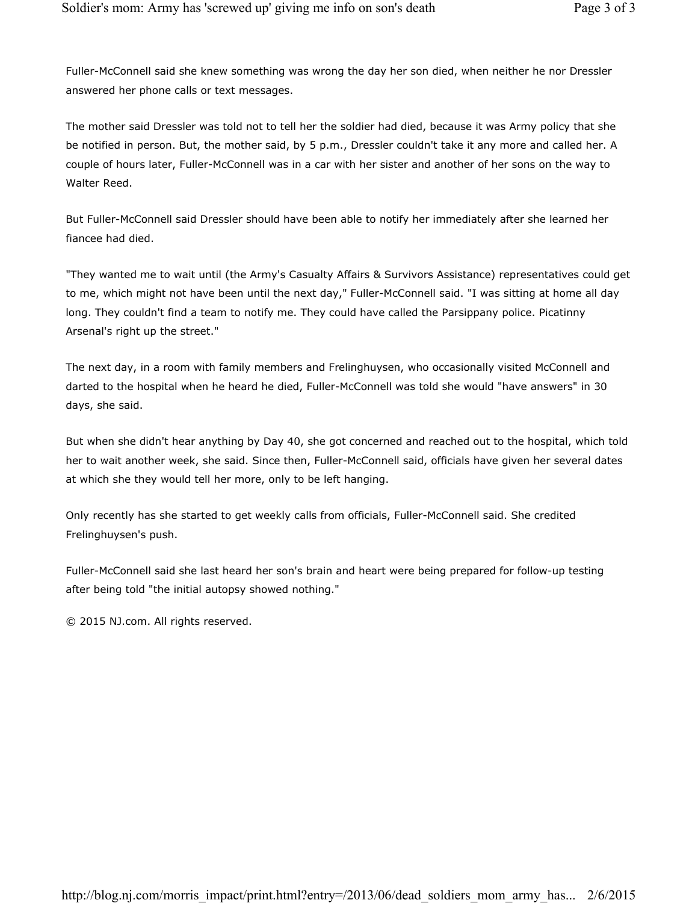Fuller-McConnell said she knew something was wrong the day her son died, when neither he nor Dressler answered her phone calls or text messages.

The mother said Dressler was told not to tell her the soldier had died, because it was Army policy that she be notified in person. But, the mother said, by 5 p.m., Dressler couldn't take it any more and called her. A couple of hours later, Fuller-McConnell was in a car with her sister and another of her sons on the way to Walter Reed.

But Fuller-McConnell said Dressler should have been able to notify her immediately after she learned her fiancee had died.

"They wanted me to wait until (the Army's Casualty Affairs & Survivors Assistance) representatives could get to me, which might not have been until the next day," Fuller-McConnell said. "I was sitting at home all day long. They couldn't find a team to notify me. They could have called the Parsippany police. Picatinny Arsenal's right up the street."

The next day, in a room with family members and Frelinghuysen, who occasionally visited McConnell and darted to the hospital when he heard he died, Fuller-McConnell was told she would "have answers" in 30 days, she said.

But when she didn't hear anything by Day 40, she got concerned and reached out to the hospital, which told her to wait another week, she said. Since then, Fuller-McConnell said, officials have given her several dates at which she they would tell her more, only to be left hanging.

Only recently has she started to get weekly calls from officials, Fuller-McConnell said. She credited Frelinghuysen's push.

Fuller-McConnell said she last heard her son's brain and heart were being prepared for follow-up testing after being told "the initial autopsy showed nothing."

© 2015 NJ.com. All rights reserved.